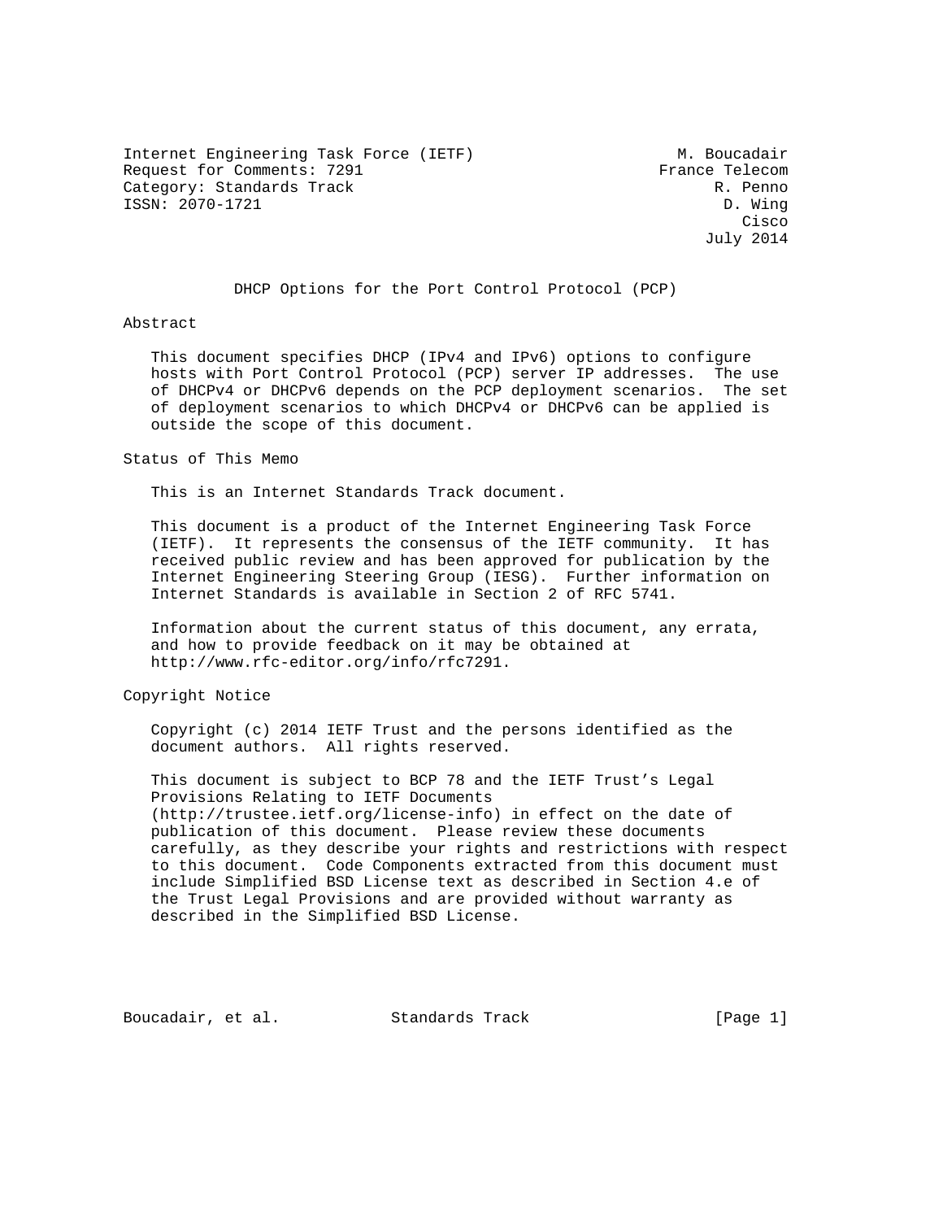Internet Engineering Task Force (IETF) M. Boucadair
Request for Comments: 7291 France Telecom
Category: Standards Track R. Penno
ISSN: 2070-1721 D. Wing
Cisco
July 2014

# DHCP Options for the Port Control Protocol (PCP)

## Abstract

This document specifies DHCP (IPv4 and IPv6) options to configure hosts with Port Control Protocol (PCP) server IP addresses. The use of DHCPv4 or DHCPv6 depends on the PCP deployment scenarios. The set of deployment scenarios to which DHCPv4 or DHCPv6 can be applied is outside the scope of this document.

## Status of This Memo

This is an Internet Standards Track document.

This document is a product of the Internet Engineering Task Force (IETF). It represents the consensus of the IETF community. It has received public review and has been approved for publication by the Internet Engineering Steering Group (IESG). Further information on Internet Standards is available in Section 2 of RFC 5741.

Information about the current status of this document, any errata, and how to provide feedback on it may be obtained at http://www.rfc-editor.org/info/rfc7291.

## Copyright Notice

Copyright (c) 2014 IETF Trust and the persons identified as the document authors. All rights reserved.

This document is subject to BCP 78 and the IETF Trust's Legal Provisions Relating to IETF Documents (http://trustee.ietf.org/license-info) in effect on the date of publication of this document. Please review these documents carefully, as they describe your rights and restrictions with respect to this document. Code Components extracted from this document must include Simplified BSD License text as described in Section 4.e of the Trust Legal Provisions and are provided without warranty as described in the Simplified BSD License.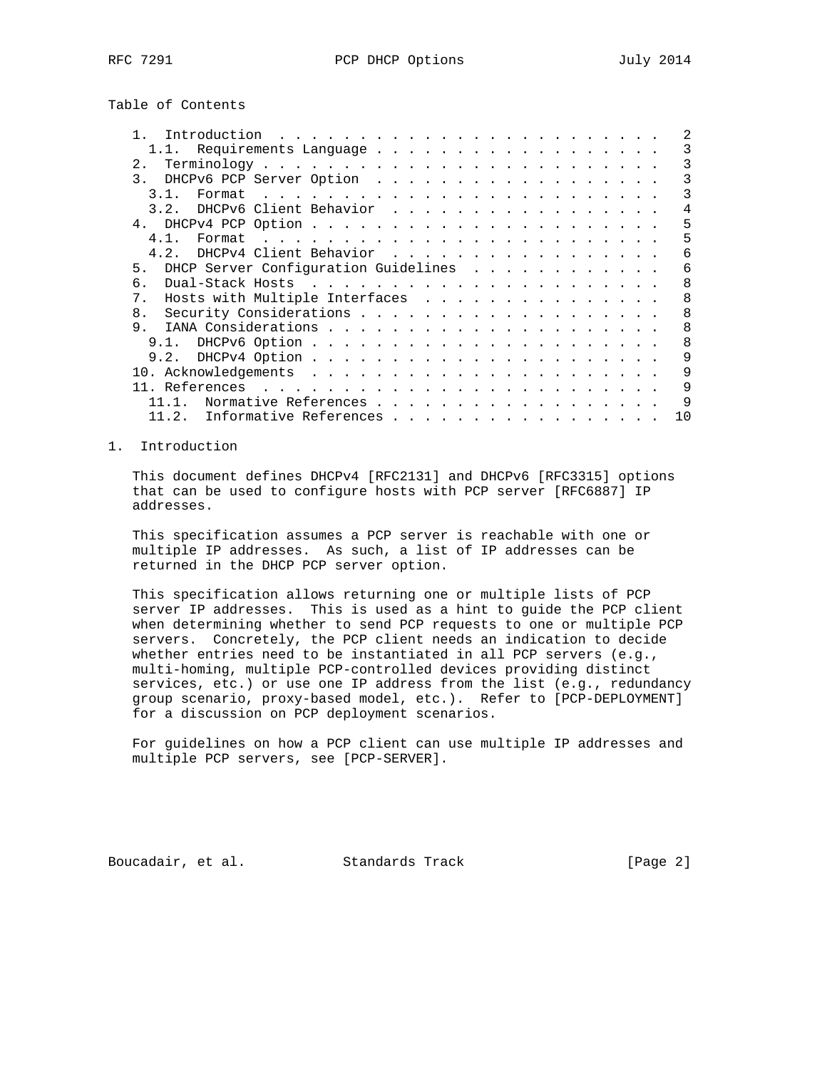Table of Contents

```
   1.  Introduction . . . . . . . . . . . . . . . . . . . . . . . .   2
     1.1.  Requirements Language . . . . . . . . . . . . . . . . . .   3
   2.  Terminology . . . . . . . . . . . . . . . . . . . . . . . . .   3
   3.  DHCPv6 PCP Server Option  . . . . . . . . . . . . . . . . . .   3
     3.1.  Format  . . . . . . . . . . . . . . . . . . . . . . . . .   3
     3.2.  DHCPv6 Client Behavior  . . . . . . . . . . . . . . . . .   4
   4.  DHCPv4 PCP Option . . . . . . . . . . . . . . . . . . . . . .   5
     4.1.  Format  . . . . . . . . . . . . . . . . . . . . . . . . .   5
     4.2.  DHCPv4 Client Behavior  . . . . . . . . . . . . . . . . .   6
   5.  DHCP Server Configuration Guidelines  . . . . . . . . . . . .   6
   6.  Dual-Stack Hosts  . . . . . . . . . . . . . . . . . . . . . .   8
   7.  Hosts with Multiple Interfaces  . . . . . . . . . . . . . . .   8
   8.  Security Considerations . . . . . . . . . . . . . . . . . . .   8
   9.  IANA Considerations . . . . . . . . . . . . . . . . . . . . .   8
     9.1.  DHCPv6 Option . . . . . . . . . . . . . . . . . . . . . .   8
     9.2.  DHCPv4 Option . . . . . . . . . . . . . . . . . . . . . .   9
   10. Acknowledgements  . . . . . . . . . . . . . . . . . . . . . .   9
   11. References  . . . . . . . . . . . . . . . . . . . . . . . . .   9
     11.1.  Normative References . . . . . . . . . . . . . . . . . .   9
     11.2.  Informative References . . . . . . . . . . . . . . . . .  10
```

# 1. Introduction

This document defines DHCPv4 [RFC2131] and DHCPv6 [RFC3315] options that can be used to configure hosts with PCP server [RFC6887] IP addresses.

This specification assumes a PCP server is reachable with one or multiple IP addresses. As such, a list of IP addresses can be returned in the DHCP PCP server option.

This specification allows returning one or multiple lists of PCP server IP addresses. This is used as a hint to guide the PCP client when determining whether to send PCP requests to one or multiple PCP servers. Concretely, the PCP client needs an indication to decide whether entries need to be instantiated in all PCP servers (e.g., multi-homing, multiple PCP-controlled devices providing distinct services, etc.) or use one IP address from the list (e.g., redundancy group scenario, proxy-based model, etc.). Refer to [PCP-DEPLOYMENT] for a discussion on PCP deployment scenarios.

For guidelines on how a PCP client can use multiple IP addresses and multiple PCP servers, see [PCP-SERVER].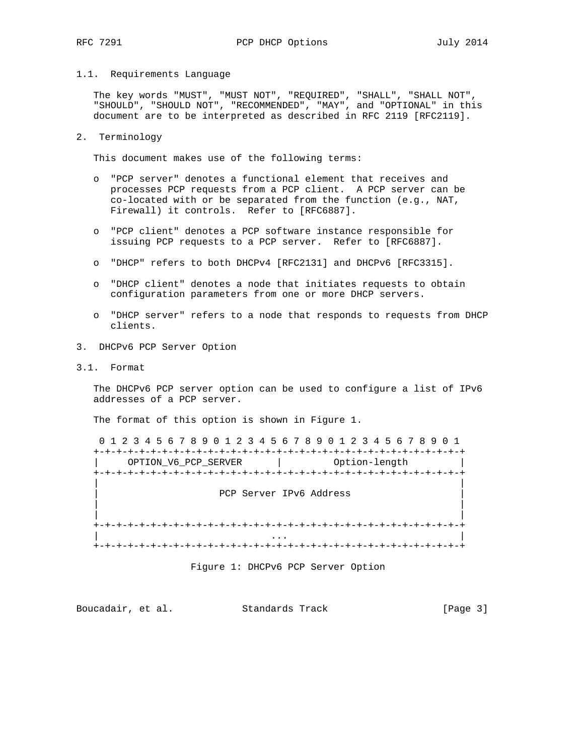### 1.1. Requirements Language

The key words "MUST", "MUST NOT", "REQUIRED", "SHALL", "SHALL NOT", "SHOULD", "SHOULD NOT", "RECOMMENDED", "MAY", and "OPTIONAL" in this document are to be interpreted as described in RFC 2119 [RFC2119].

## 2. Terminology

This document makes use of the following terms:

- "PCP server" denotes a functional element that receives and processes PCP requests from a PCP client. A PCP server can be co-located with or be separated from the function (e.g., NAT, Firewall) it controls. Refer to [RFC6887].

- "PCP client" denotes a PCP software instance responsible for issuing PCP requests to a PCP server. Refer to [RFC6887].

- "DHCP" refers to both DHCPv4 [RFC2131] and DHCPv6 [RFC3315].

- "DHCP client" denotes a node that initiates requests to obtain configuration parameters from one or more DHCP servers.

- "DHCP server" refers to a node that responds to requests from DHCP clients.

## 3. DHCPv6 PCP Server Option

### 3.1. Format

The DHCPv6 PCP server option can be used to configure a list of IPv6 addresses of a PCP server.

The format of this option is shown in Figure 1.

```
 0 1 2 3 4 5 6 7 8 9 0 1 2 3 4 5 6 7 8 9 0 1 2 3 4 5 6 7 8 9 0 1
+-+-+-+-+-+-+-+-+-+-+-+-+-+-+-+-+-+-+-+-+-+-+-+-+-+-+-+-+-+-+-+-+
|     OPTION_V6_PCP_SERVER      |         Option-length         |
+-+-+-+-+-+-+-+-+-+-+-+-+-+-+-+-+-+-+-+-+-+-+-+-+-+-+-+-+-+-+-+-+
|                                                               |
|                     PCP Server IPv6 Address                   |
|                                                               |
|                                                               |
+-+-+-+-+-+-+-+-+-+-+-+-+-+-+-+-+-+-+-+-+-+-+-+-+-+-+-+-+-+-+-+-+
|                              ...                              |
+-+-+-+-+-+-+-+-+-+-+-+-+-+-+-+-+-+-+-+-+-+-+-+-+-+-+-+-+-+-+-+-+
```

Figure 1: DHCPv6 PCP Server Option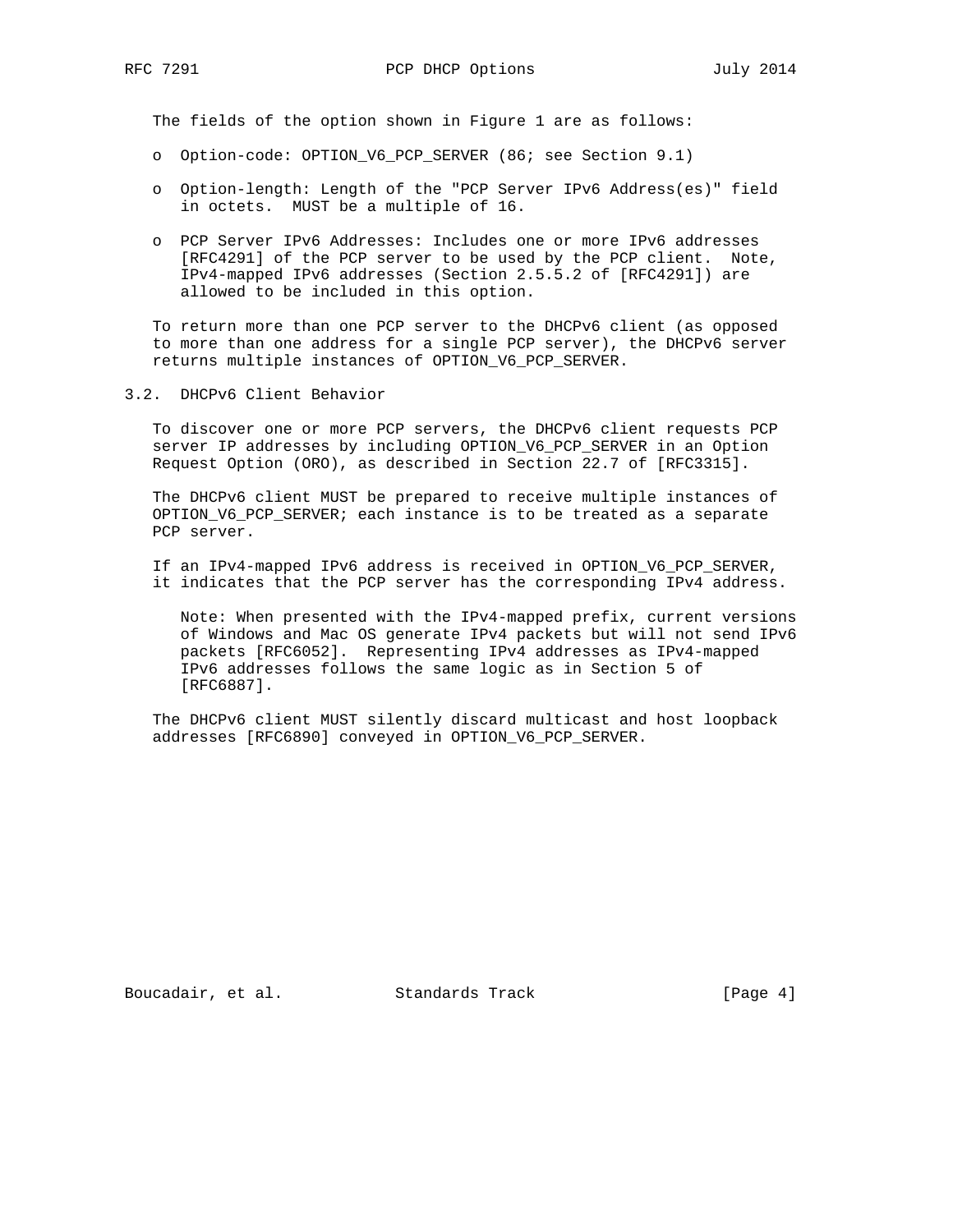The fields of the option shown in Figure 1 are as follows:

- Option-code: OPTION_V6_PCP_SERVER (86; see Section 9.1)
- Option-length: Length of the "PCP Server IPv6 Address(es)" field in octets. MUST be a multiple of 16.
- PCP Server IPv6 Addresses: Includes one or more IPv6 addresses [RFC4291] of the PCP server to be used by the PCP client. Note, IPv4-mapped IPv6 addresses (Section 2.5.5.2 of [RFC4291]) are allowed to be included in this option.

To return more than one PCP server to the DHCPv6 client (as opposed to more than one address for a single PCP server), the DHCPv6 server returns multiple instances of OPTION_V6_PCP_SERVER.

## 3.2. DHCPv6 Client Behavior

To discover one or more PCP servers, the DHCPv6 client requests PCP server IP addresses by including OPTION_V6_PCP_SERVER in an Option Request Option (ORO), as described in Section 22.7 of [RFC3315].

The DHCPv6 client MUST be prepared to receive multiple instances of OPTION_V6_PCP_SERVER; each instance is to be treated as a separate PCP server.

If an IPv4-mapped IPv6 address is received in OPTION_V6_PCP_SERVER, it indicates that the PCP server has the corresponding IPv4 address.

> Note: When presented with the IPv4-mapped prefix, current versions of Windows and Mac OS generate IPv4 packets but will not send IPv6 packets [RFC6052]. Representing IPv4 addresses as IPv4-mapped IPv6 addresses follows the same logic as in Section 5 of [RFC6887].

The DHCPv6 client MUST silently discard multicast and host loopback addresses [RFC6890] conveyed in OPTION_V6_PCP_SERVER.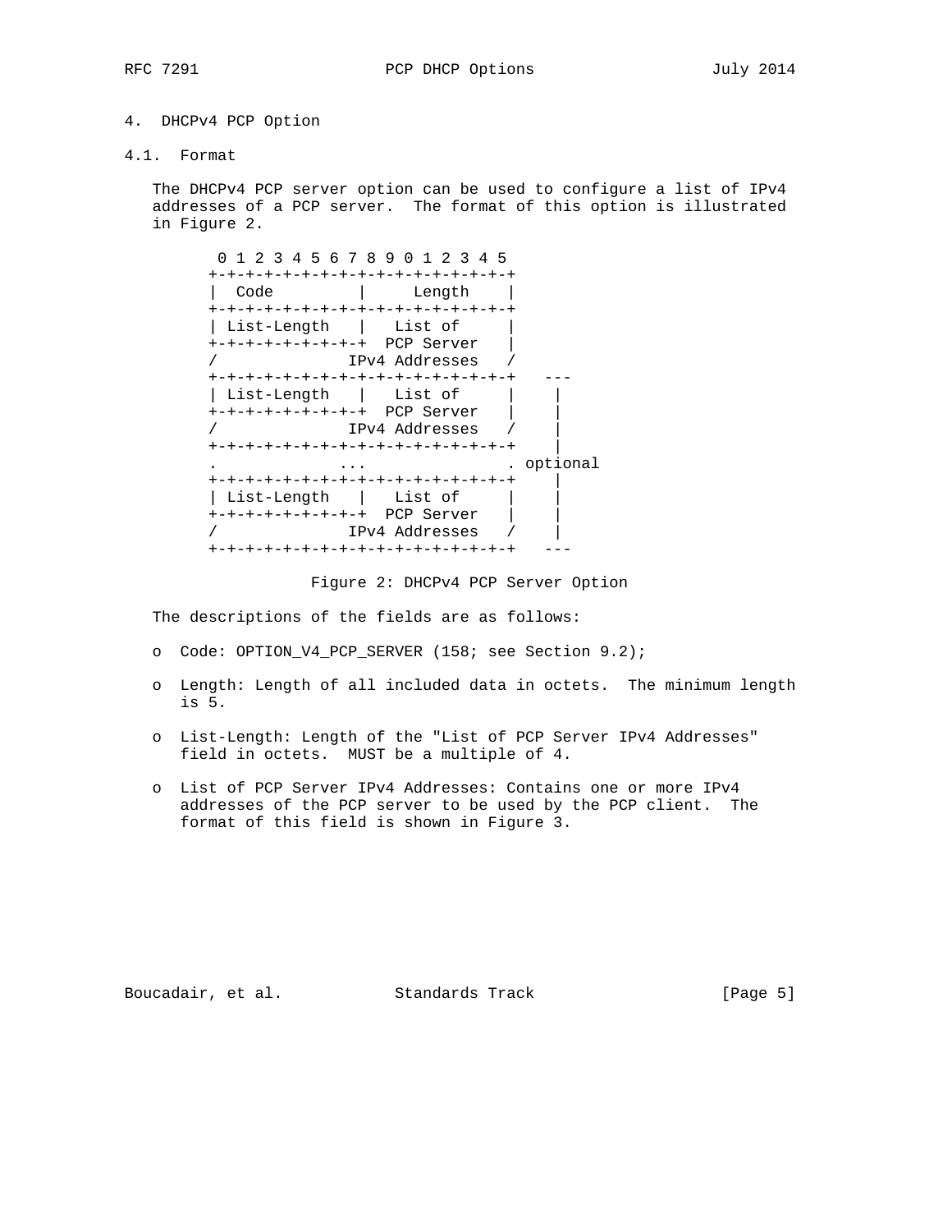## 4. DHCPv4 PCP Option

### 4.1. Format

The DHCPv4 PCP server option can be used to configure a list of IPv4 addresses of a PCP server. The format of this option is illustrated in Figure 2.

```
 0 1 2 3 4 5 6 7 8 9 0 1 2 3 4 5
+-+-+-+-+-+-+-+-+-+-+-+-+-+-+-+-+
|  Code         |     Length    |
+-+-+-+-+-+-+-+-+-+-+-+-+-+-+-+-+
| List-Length   |   List of     |
+-+-+-+-+-+-+-+-+  PCP Server   |
/             IPv4 Addresses   /
+-+-+-+-+-+-+-+-+-+-+-+-+-+-+-+-+   ---
| List-Length   |   List of     |    |
+-+-+-+-+-+-+-+-+  PCP Server   |    |
/             IPv4 Addresses   /    |
+-+-+-+-+-+-+-+-+-+-+-+-+-+-+-+-+    |
.             ...               . optional
+-+-+-+-+-+-+-+-+-+-+-+-+-+-+-+-+    |
| List-Length   |   List of     |    |
+-+-+-+-+-+-+-+-+  PCP Server   |    |
/             IPv4 Addresses   /    |
+-+-+-+-+-+-+-+-+-+-+-+-+-+-+-+-+   ---
```

Figure 2: DHCPv4 PCP Server Option

The descriptions of the fields are as follows:

- Code: OPTION_V4_PCP_SERVER (158; see Section 9.2);
- Length: Length of all included data in octets. The minimum length is 5.
- List-Length: Length of the "List of PCP Server IPv4 Addresses" field in octets. MUST be a multiple of 4.
- List of PCP Server IPv4 Addresses: Contains one or more IPv4 addresses of the PCP server to be used by the PCP client. The format of this field is shown in Figure 3.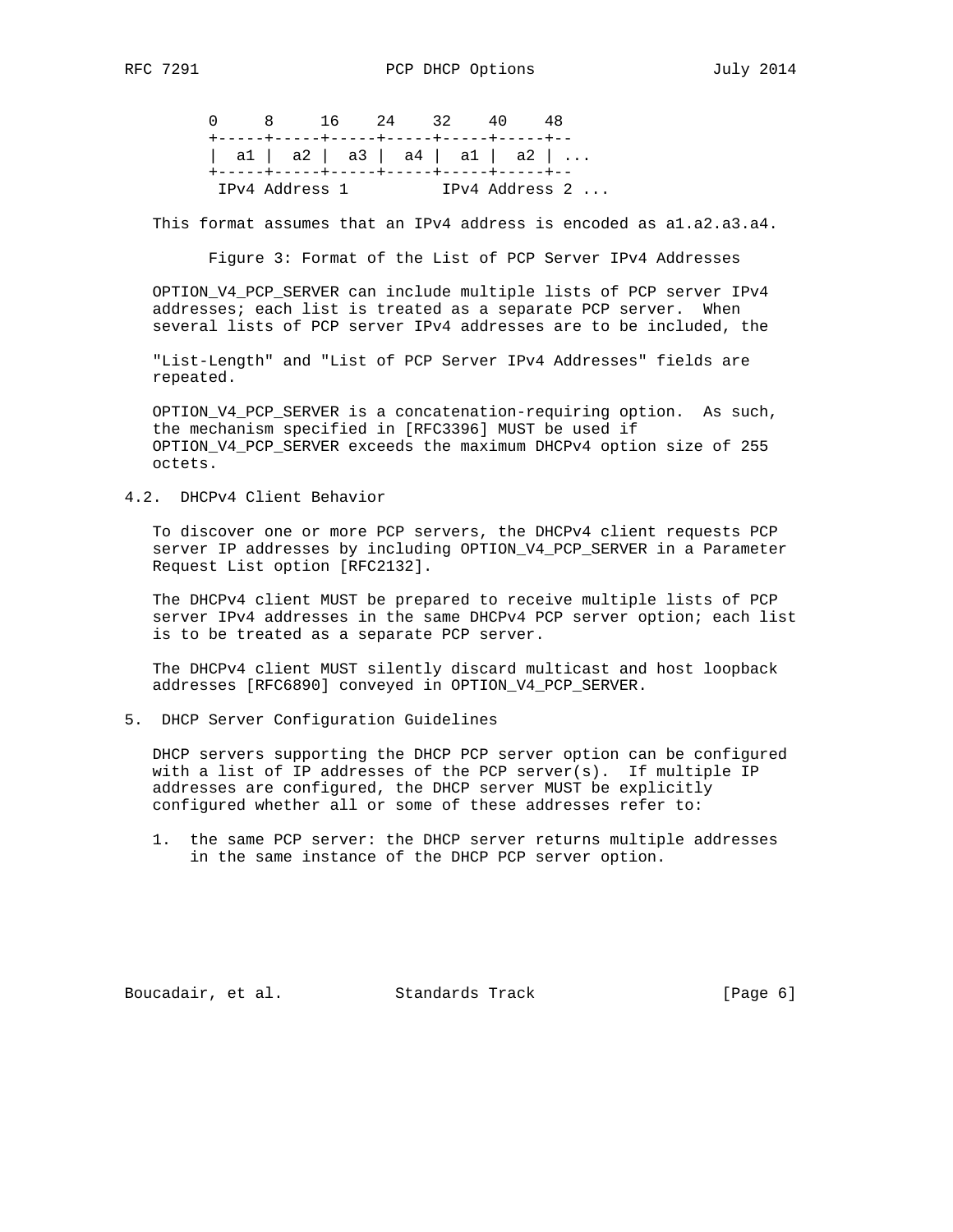```
  0     8     16    24    32    40    48
  +-----+-----+-----+-----+-----+-----+--
  |  a1 |  a2 |  a3 |  a4 |  a1 |  a2 | ...
  +-----+-----+-----+-----+-----+-----+--
   IPv4 Address 1          IPv4 Address 2 ...
```

This format assumes that an IPv4 address is encoded as a1.a2.a3.a4.

Figure 3: Format of the List of PCP Server IPv4 Addresses

OPTION_V4_PCP_SERVER can include multiple lists of PCP server IPv4 addresses; each list is treated as a separate PCP server. When several lists of PCP server IPv4 addresses are to be included, the "List-Length" and "List of PCP Server IPv4 Addresses" fields are repeated.

OPTION_V4_PCP_SERVER is a concatenation-requiring option. As such, the mechanism specified in [RFC3396] MUST be used if OPTION_V4_PCP_SERVER exceeds the maximum DHCPv4 option size of 255 octets.

### 4.2. DHCPv4 Client Behavior

To discover one or more PCP servers, the DHCPv4 client requests PCP server IP addresses by including OPTION_V4_PCP_SERVER in a Parameter Request List option [RFC2132].

The DHCPv4 client MUST be prepared to receive multiple lists of PCP server IPv4 addresses in the same DHCPv4 PCP server option; each list is to be treated as a separate PCP server.

The DHCPv4 client MUST silently discard multicast and host loopback addresses [RFC6890] conveyed in OPTION_V4_PCP_SERVER.

## 5. DHCP Server Configuration Guidelines

DHCP servers supporting the DHCP PCP server option can be configured with a list of IP addresses of the PCP server(s). If multiple IP addresses are configured, the DHCP server MUST be explicitly configured whether all or some of these addresses refer to:

1. the same PCP server: the DHCP server returns multiple addresses in the same instance of the DHCP PCP server option.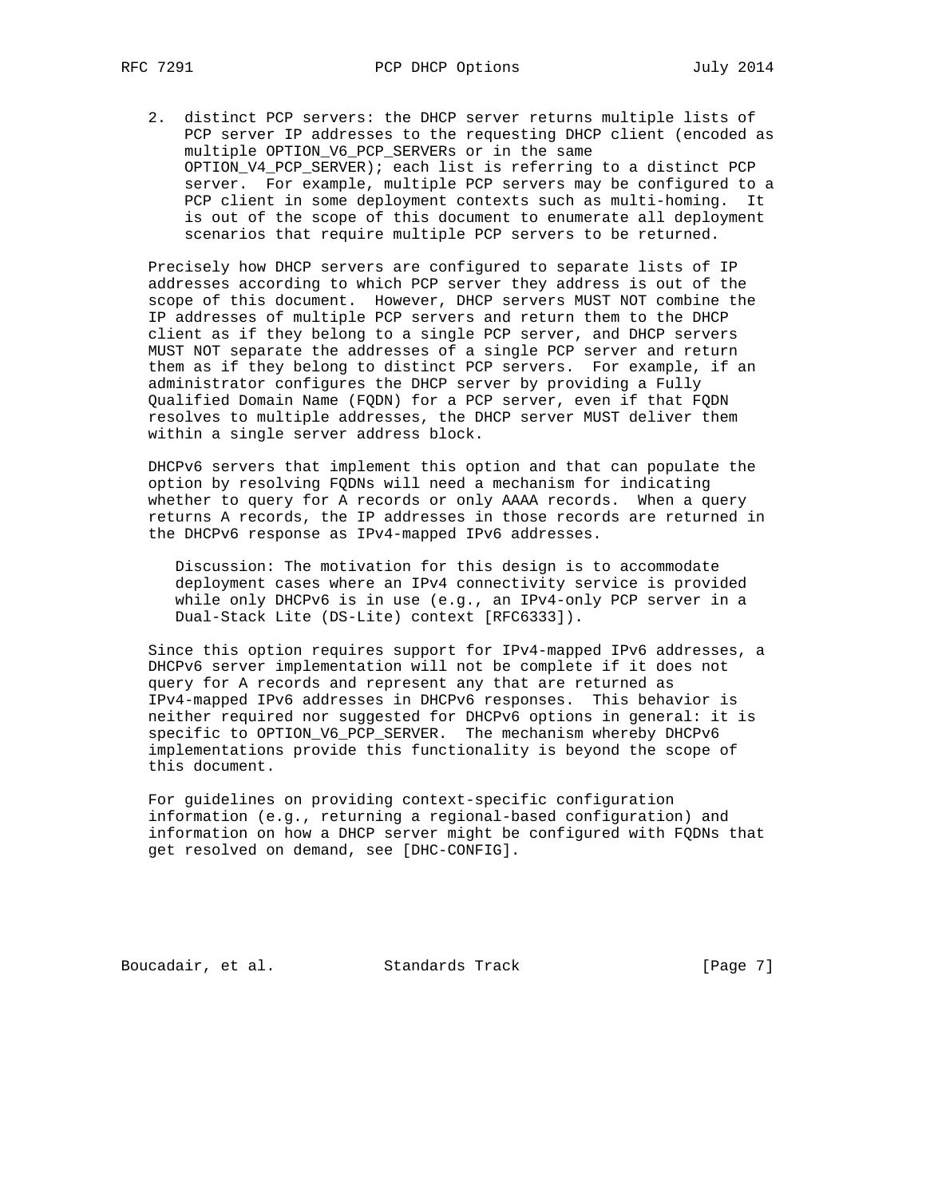2. distinct PCP servers: the DHCP server returns multiple lists of PCP server IP addresses to the requesting DHCP client (encoded as multiple OPTION_V6_PCP_SERVERs or in the same OPTION_V4_PCP_SERVER); each list is referring to a distinct PCP server. For example, multiple PCP servers may be configured to a PCP client in some deployment contexts such as multi-homing. It is out of the scope of this document to enumerate all deployment scenarios that require multiple PCP servers to be returned.

Precisely how DHCP servers are configured to separate lists of IP addresses according to which PCP server they address is out of the scope of this document. However, DHCP servers MUST NOT combine the IP addresses of multiple PCP servers and return them to the DHCP client as if they belong to a single PCP server, and DHCP servers MUST NOT separate the addresses of a single PCP server and return them as if they belong to distinct PCP servers. For example, if an administrator configures the DHCP server by providing a Fully Qualified Domain Name (FQDN) for a PCP server, even if that FQDN resolves to multiple addresses, the DHCP server MUST deliver them within a single server address block.

DHCPv6 servers that implement this option and that can populate the option by resolving FQDNs will need a mechanism for indicating whether to query for A records or only AAAA records. When a query returns A records, the IP addresses in those records are returned in the DHCPv6 response as IPv4-mapped IPv6 addresses.

> Discussion: The motivation for this design is to accommodate deployment cases where an IPv4 connectivity service is provided while only DHCPv6 is in use (e.g., an IPv4-only PCP server in a Dual-Stack Lite (DS-Lite) context [RFC6333]).

Since this option requires support for IPv4-mapped IPv6 addresses, a DHCPv6 server implementation will not be complete if it does not query for A records and represent any that are returned as IPv4-mapped IPv6 addresses in DHCPv6 responses. This behavior is neither required nor suggested for DHCPv6 options in general: it is specific to OPTION_V6_PCP_SERVER. The mechanism whereby DHCPv6 implementations provide this functionality is beyond the scope of this document.

For guidelines on providing context-specific configuration information (e.g., returning a regional-based configuration) and information on how a DHCP server might be configured with FQDNs that get resolved on demand, see [DHC-CONFIG].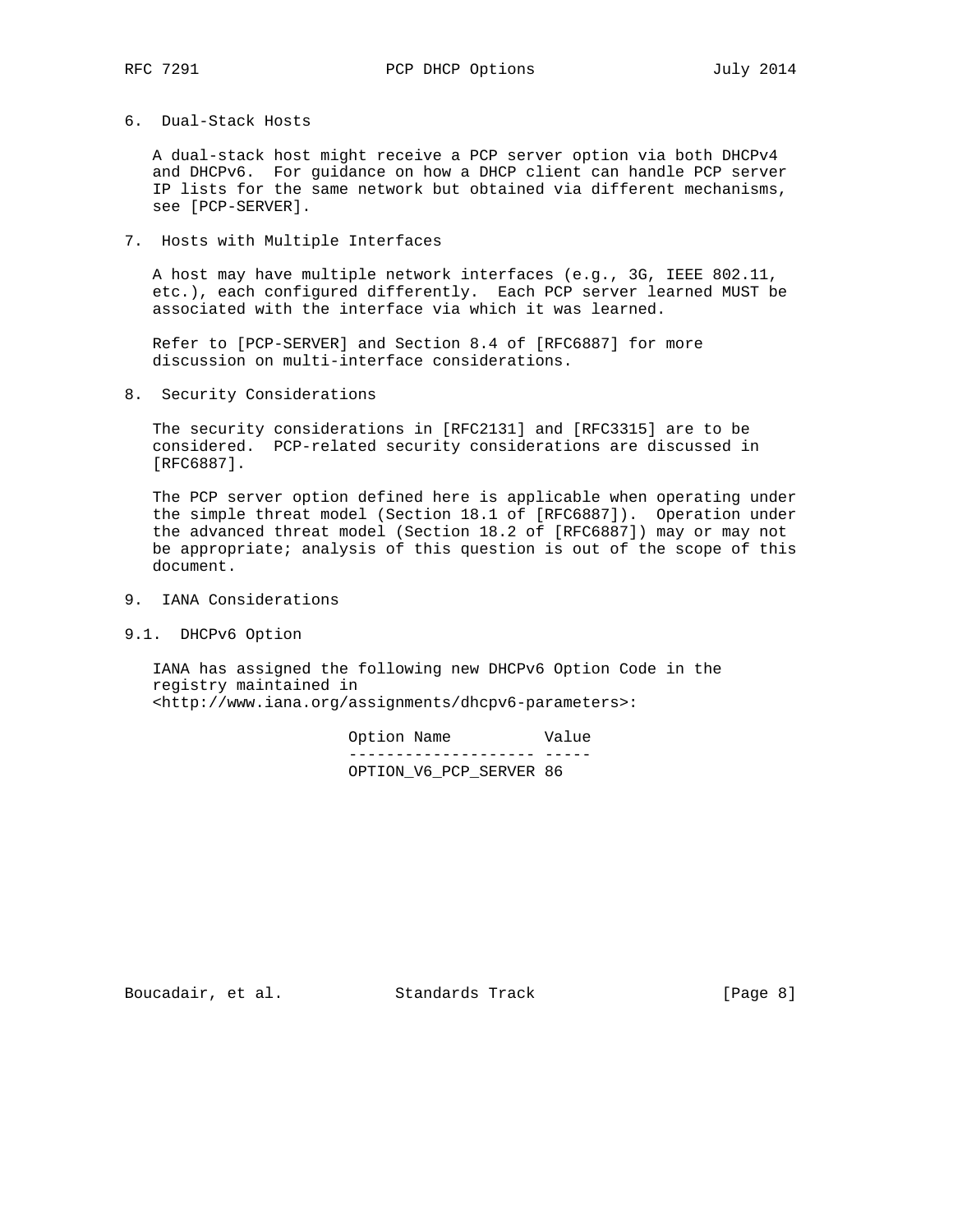## 6. Dual-Stack Hosts

A dual-stack host might receive a PCP server option via both DHCPv4 and DHCPv6. For guidance on how a DHCP client can handle PCP server IP lists for the same network but obtained via different mechanisms, see [PCP-SERVER].

## 7. Hosts with Multiple Interfaces

A host may have multiple network interfaces (e.g., 3G, IEEE 802.11, etc.), each configured differently. Each PCP server learned MUST be associated with the interface via which it was learned.

Refer to [PCP-SERVER] and Section 8.4 of [RFC6887] for more discussion on multi-interface considerations.

## 8. Security Considerations

The security considerations in [RFC2131] and [RFC3315] are to be considered. PCP-related security considerations are discussed in [RFC6887].

The PCP server option defined here is applicable when operating under the simple threat model (Section 18.1 of [RFC6887]). Operation under the advanced threat model (Section 18.2 of [RFC6887]) may or may not be appropriate; analysis of this question is out of the scope of this document.

## 9. IANA Considerations

### 9.1. DHCPv6 Option

IANA has assigned the following new DHCPv6 Option Code in the registry maintained in <http://www.iana.org/assignments/dhcpv6-parameters>:

| Option Name | Value |
|---|---|
| OPTION_V6_PCP_SERVER | 86 |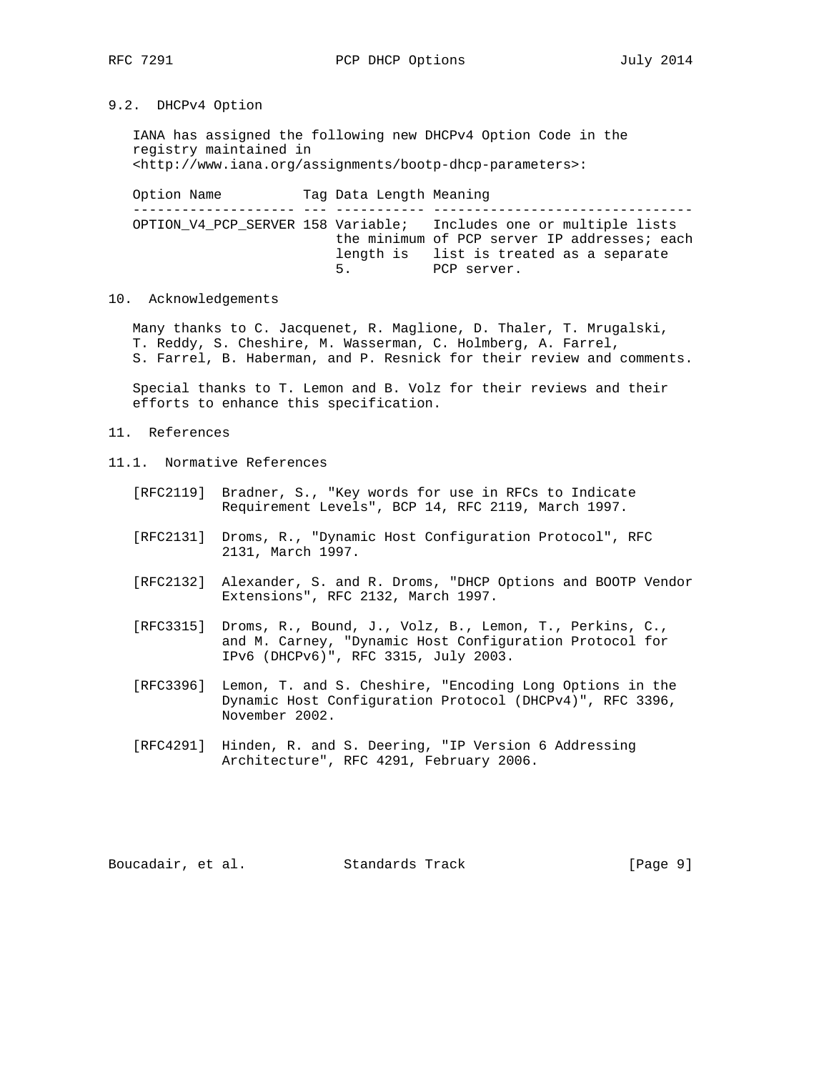### 9.2. DHCPv4 Option

IANA has assigned the following new DHCPv4 Option Code in the registry maintained in <http://www.iana.org/assignments/bootp-dhcp-parameters>:

| Option Name | Tag | Data Length | Meaning |
| --- | --- | --- | --- |
| OPTION_V4_PCP_SERVER | 158 | Variable; the minimum length is 5. | Includes one or multiple lists of PCP server IP addresses; each list is treated as a separate PCP server. |

## 10. Acknowledgements

Many thanks to C. Jacquenet, R. Maglione, D. Thaler, T. Mrugalski, T. Reddy, S. Cheshire, M. Wasserman, C. Holmberg, A. Farrel, S. Farrel, B. Haberman, and P. Resnick for their review and comments.

Special thanks to T. Lemon and B. Volz for their reviews and their efforts to enhance this specification.

## 11. References

### 11.1. Normative References

[RFC2119] Bradner, S., "Key words for use in RFCs to Indicate Requirement Levels", BCP 14, RFC 2119, March 1997.

[RFC2131] Droms, R., "Dynamic Host Configuration Protocol", RFC 2131, March 1997.

[RFC2132] Alexander, S. and R. Droms, "DHCP Options and BOOTP Vendor Extensions", RFC 2132, March 1997.

[RFC3315] Droms, R., Bound, J., Volz, B., Lemon, T., Perkins, C., and M. Carney, "Dynamic Host Configuration Protocol for IPv6 (DHCPv6)", RFC 3315, July 2003.

[RFC3396] Lemon, T. and S. Cheshire, "Encoding Long Options in the Dynamic Host Configuration Protocol (DHCPv4)", RFC 3396, November 2002.

[RFC4291] Hinden, R. and S. Deering, "IP Version 6 Addressing Architecture", RFC 4291, February 2006.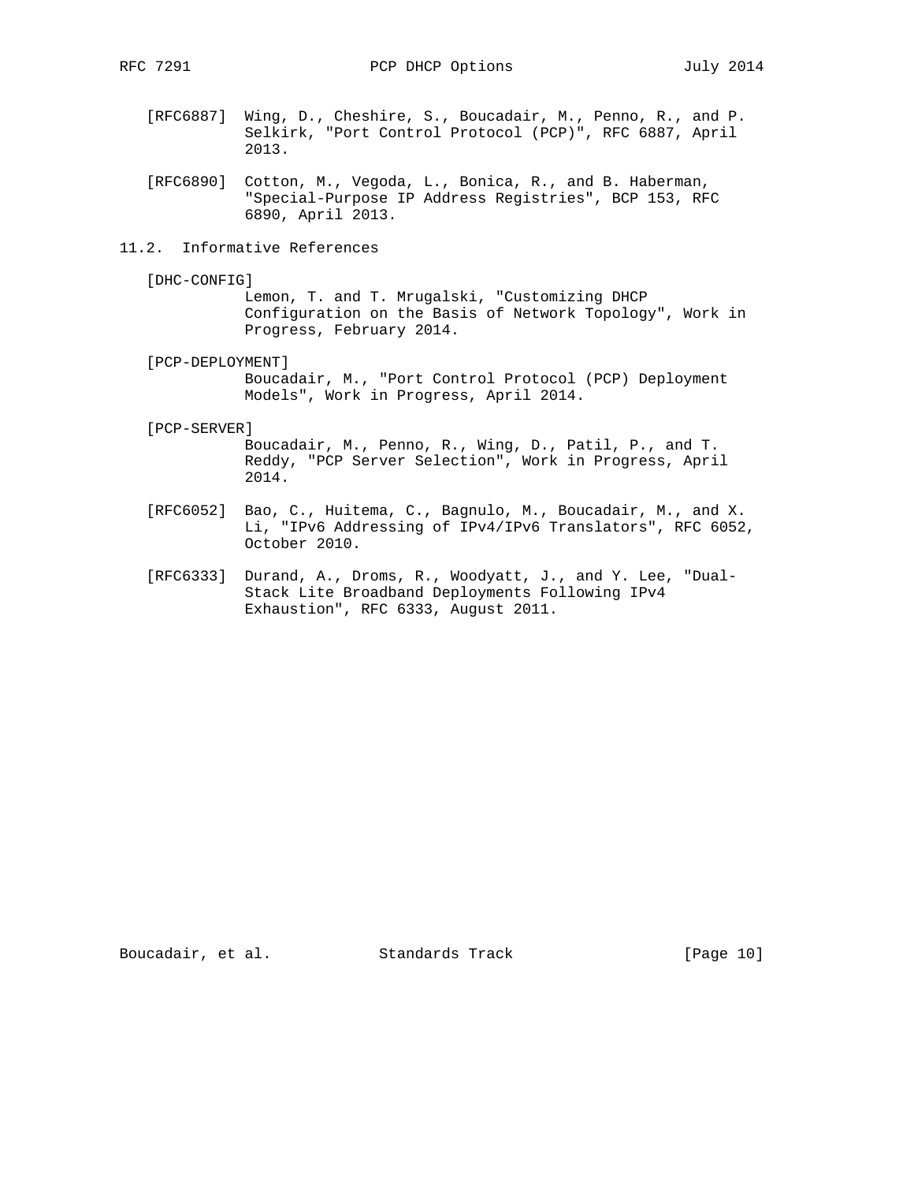[RFC6887] Wing, D., Cheshire, S., Boucadair, M., Penno, R., and P. Selkirk, "Port Control Protocol (PCP)", RFC 6887, April 2013.

[RFC6890] Cotton, M., Vegoda, L., Bonica, R., and B. Haberman, "Special-Purpose IP Address Registries", BCP 153, RFC 6890, April 2013.

## 11.2. Informative References

[DHC-CONFIG] Lemon, T. and T. Mrugalski, "Customizing DHCP Configuration on the Basis of Network Topology", Work in Progress, February 2014.

[PCP-DEPLOYMENT] Boucadair, M., "Port Control Protocol (PCP) Deployment Models", Work in Progress, April 2014.

[PCP-SERVER] Boucadair, M., Penno, R., Wing, D., Patil, P., and T. Reddy, "PCP Server Selection", Work in Progress, April 2014.

[RFC6052] Bao, C., Huitema, C., Bagnulo, M., Boucadair, M., and X. Li, "IPv6 Addressing of IPv4/IPv6 Translators", RFC 6052, October 2010.

[RFC6333] Durand, A., Droms, R., Woodyatt, J., and Y. Lee, "Dual-Stack Lite Broadband Deployments Following IPv4 Exhaustion", RFC 6333, August 2011.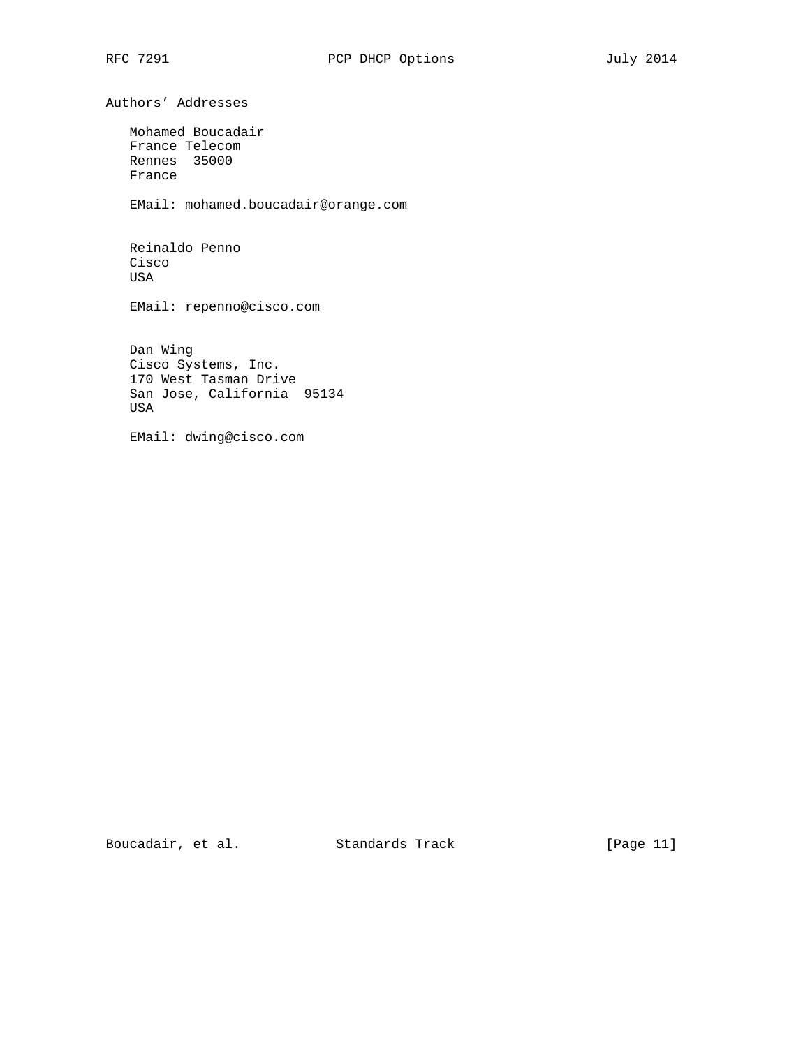## Authors' Addresses

Mohamed Boucadair
France Telecom
Rennes  35000
France

EMail: mohamed.boucadair@orange.com

Reinaldo Penno
Cisco
USA

EMail: repenno@cisco.com

Dan Wing
Cisco Systems, Inc.
170 West Tasman Drive
San Jose, California  95134
USA

EMail: dwing@cisco.com